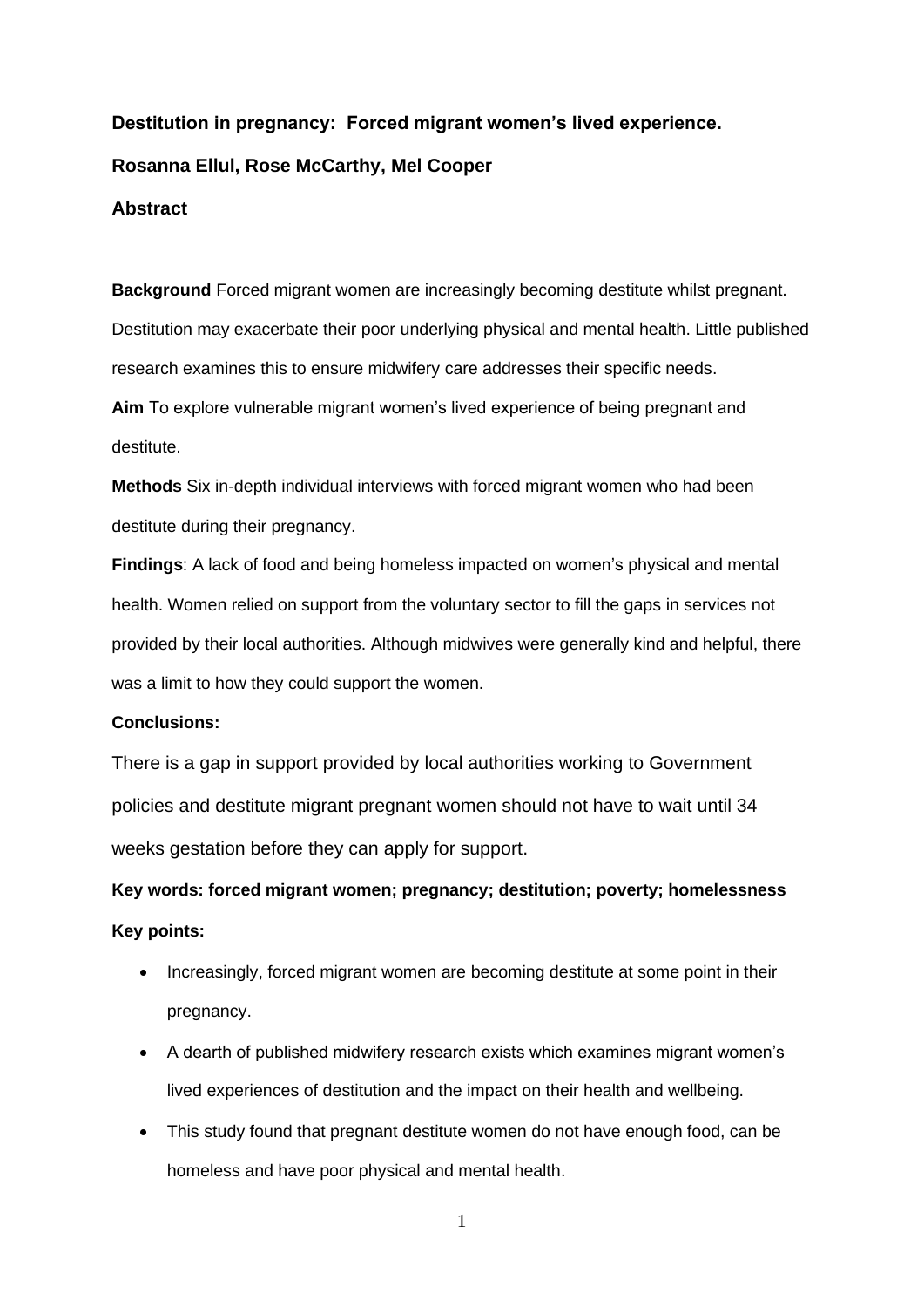# Destitution in pregnancy: Forced migrant women's lived experience.

**Rosanna Ellul, Rose McCarthy, Mel Cooper**

## Abstract

**Background** Forced migrant women are increasingly becoming destitute whilst pregnant. Destitution may exacerbate their poor underlying physical and mental health. Little published research examines this to ensure midwifery care addresses their specific needs.

**Aim** To explore vulnerable migrant women's lived experience of being pregnant and destitute.

**Methods** Six in-depth individual interviews with forced migrant women who had been destitute during their pregnancy.

**Findings**: A lack of food and being homeless impacted on women's physical and mental health. Women relied on support from the voluntary sector to fill the gaps in services not provided by their local authorities. Although midwives were generally kind and helpful, there was a limit to how they could support the women.

**Conclusions:**

There is a gap in support provided by local authorities working to Government policies and destitute migrant pregnant women should not have to wait until 34 weeks gestation before they can apply for support.

**Key words: forced migrant women; pregnancy; destitution; poverty; homelessness**

**Key points:**

- Increasingly, forced migrant women are becoming destitute at some point in their pregnancy.
- A dearth of published midwifery research exists which examines migrant women's lived experiences of destitution and the impact on their health and wellbeing.
- This study found that pregnant destitute women do not have enough food, can be homeless and have poor physical and mental health.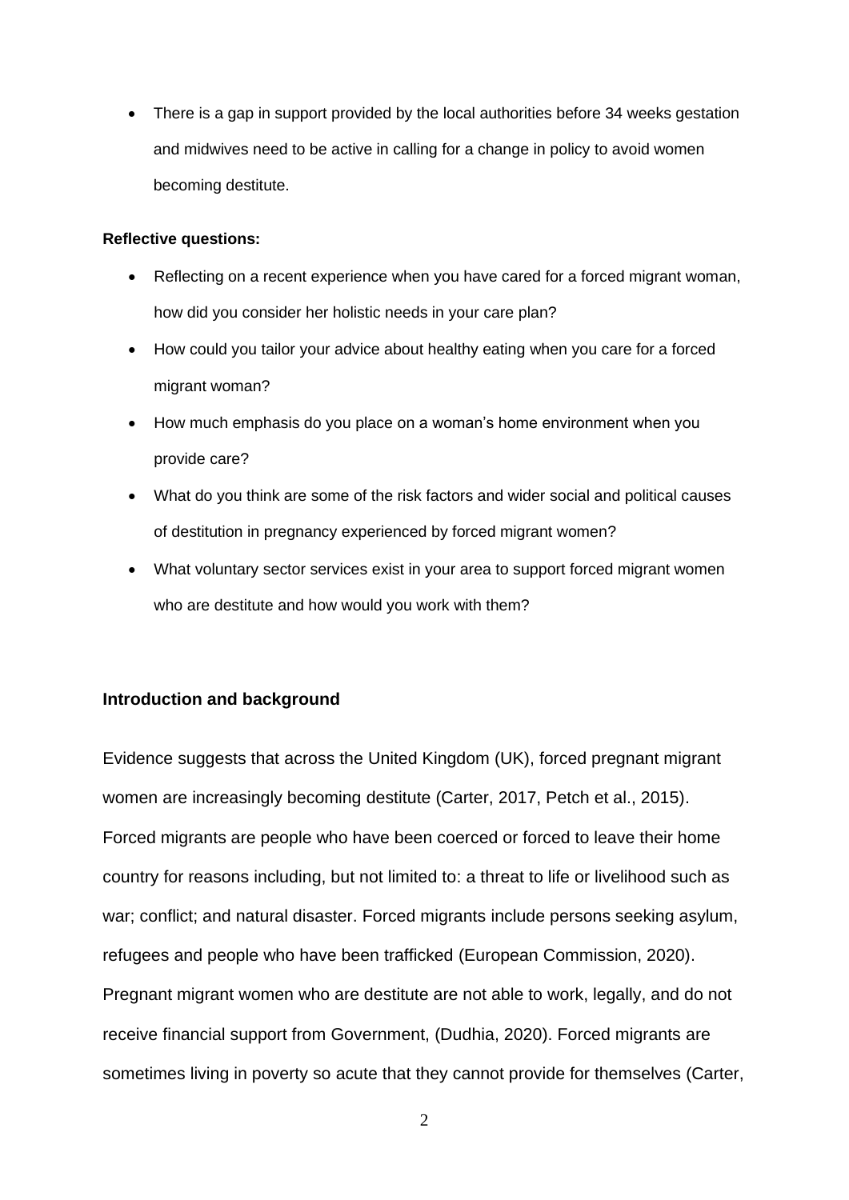- There is a gap in support provided by the local authorities before 34 weeks gestation and midwives need to be active in calling for a change in policy to avoid women becoming destitute.

**Reflective questions:**

- Reflecting on a recent experience when you have cared for a forced migrant woman, how did you consider her holistic needs in your care plan?
- How could you tailor your advice about healthy eating when you care for a forced migrant woman?
- How much emphasis do you place on a woman's home environment when you provide care?
- What do you think are some of the risk factors and wider social and political causes of destitution in pregnancy experienced by forced migrant women?
- What voluntary sector services exist in your area to support forced migrant women who are destitute and how would you work with them?

## Introduction and background

Evidence suggests that across the United Kingdom (UK), forced pregnant migrant women are increasingly becoming destitute (Carter, 2017, Petch et al., 2015). Forced migrants are people who have been coerced or forced to leave their home country for reasons including, but not limited to: a threat to life or livelihood such as war; conflict; and natural disaster. Forced migrants include persons seeking asylum, refugees and people who have been trafficked (European Commission, 2020). Pregnant migrant women who are destitute are not able to work, legally, and do not receive financial support from Government, (Dudhia, 2020). Forced migrants are sometimes living in poverty so acute that they cannot provide for themselves (Carter,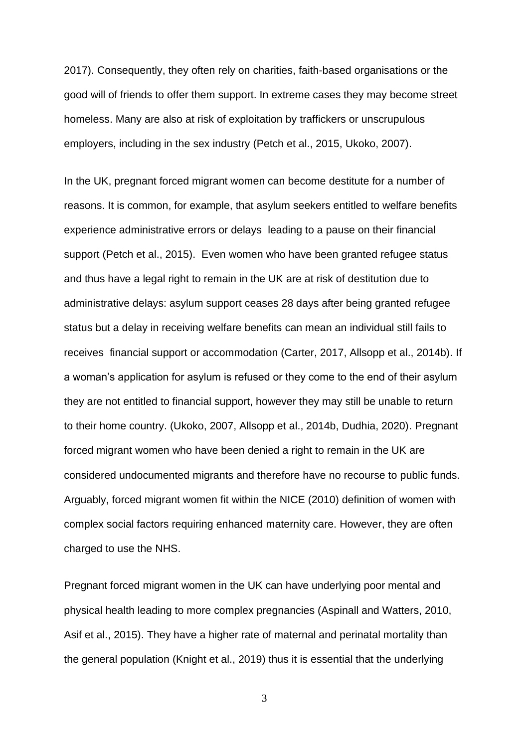2017). Consequently, they often rely on charities, faith-based organisations or the good will of friends to offer them support. In extreme cases they may become street homeless. Many are also at risk of exploitation by traffickers or unscrupulous employers, including in the sex industry (Petch et al., 2015, Ukoko, 2007).

In the UK, pregnant forced migrant women can become destitute for a number of reasons. It is common, for example, that asylum seekers entitled to welfare benefits experience administrative errors or delays leading to a pause on their financial support (Petch et al., 2015). Even women who have been granted refugee status and thus have a legal right to remain in the UK are at risk of destitution due to administrative delays: asylum support ceases 28 days after being granted refugee status but a delay in receiving welfare benefits can mean an individual still fails to receives financial support or accommodation (Carter, 2017, Allsopp et al., 2014b). If a woman's application for asylum is refused or they come to the end of their asylum they are not entitled to financial support, however they may still be unable to return to their home country. (Ukoko, 2007, Allsopp et al., 2014b, Dudhia, 2020). Pregnant forced migrant women who have been denied a right to remain in the UK are considered undocumented migrants and therefore have no recourse to public funds. Arguably, forced migrant women fit within the NICE (2010) definition of women with complex social factors requiring enhanced maternity care. However, they are often charged to use the NHS.

Pregnant forced migrant women in the UK can have underlying poor mental and physical health leading to more complex pregnancies (Aspinall and Watters, 2010, Asif et al., 2015). They have a higher rate of maternal and perinatal mortality than the general population (Knight et al., 2019) thus it is essential that the underlying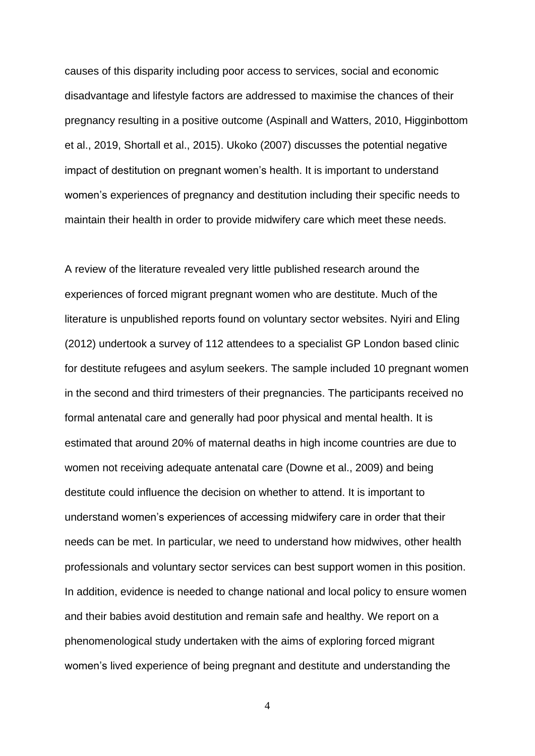causes of this disparity including poor access to services, social and economic disadvantage and lifestyle factors are addressed to maximise the chances of their pregnancy resulting in a positive outcome (Aspinall and Watters, 2010, Higginbottom et al., 2019, Shortall et al., 2015). Ukoko (2007) discusses the potential negative impact of destitution on pregnant women's health. It is important to understand women's experiences of pregnancy and destitution including their specific needs to maintain their health in order to provide midwifery care which meet these needs.

A review of the literature revealed very little published research around the experiences of forced migrant pregnant women who are destitute. Much of the literature is unpublished reports found on voluntary sector websites. Nyiri and Eling (2012) undertook a survey of 112 attendees to a specialist GP London based clinic for destitute refugees and asylum seekers. The sample included 10 pregnant women in the second and third trimesters of their pregnancies. The participants received no formal antenatal care and generally had poor physical and mental health. It is estimated that around 20% of maternal deaths in high income countries are due to women not receiving adequate antenatal care (Downe et al., 2009) and being destitute could influence the decision on whether to attend. It is important to understand women's experiences of accessing midwifery care in order that their needs can be met. In particular, we need to understand how midwives, other health professionals and voluntary sector services can best support women in this position. In addition, evidence is needed to change national and local policy to ensure women and their babies avoid destitution and remain safe and healthy. We report on a phenomenological study undertaken with the aims of exploring forced migrant women's lived experience of being pregnant and destitute and understanding the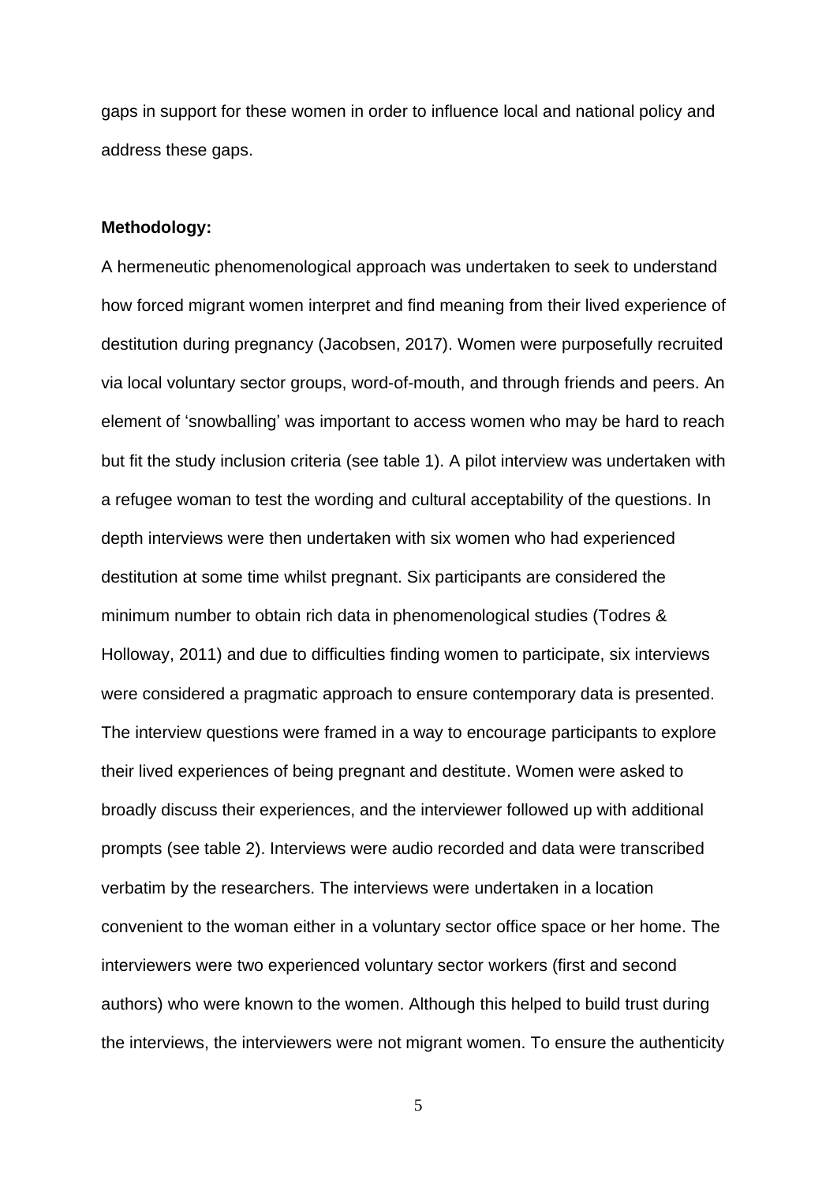gaps in support for these women in order to influence local and national policy and address these gaps.

**Methodology:**

A hermeneutic phenomenological approach was undertaken to seek to understand how forced migrant women interpret and find meaning from their lived experience of destitution during pregnancy (Jacobsen, 2017). Women were purposefully recruited via local voluntary sector groups, word-of-mouth, and through friends and peers. An element of 'snowballing' was important to access women who may be hard to reach but fit the study inclusion criteria (see table 1). A pilot interview was undertaken with a refugee woman to test the wording and cultural acceptability of the questions. In depth interviews were then undertaken with six women who had experienced destitution at some time whilst pregnant. Six participants are considered the minimum number to obtain rich data in phenomenological studies (Todres & Holloway, 2011) and due to difficulties finding women to participate, six interviews were considered a pragmatic approach to ensure contemporary data is presented. The interview questions were framed in a way to encourage participants to explore their lived experiences of being pregnant and destitute. Women were asked to broadly discuss their experiences, and the interviewer followed up with additional prompts (see table 2). Interviews were audio recorded and data were transcribed verbatim by the researchers. The interviews were undertaken in a location convenient to the woman either in a voluntary sector office space or her home. The interviewers were two experienced voluntary sector workers (first and second authors) who were known to the women. Although this helped to build trust during the interviews, the interviewers were not migrant women. To ensure the authenticity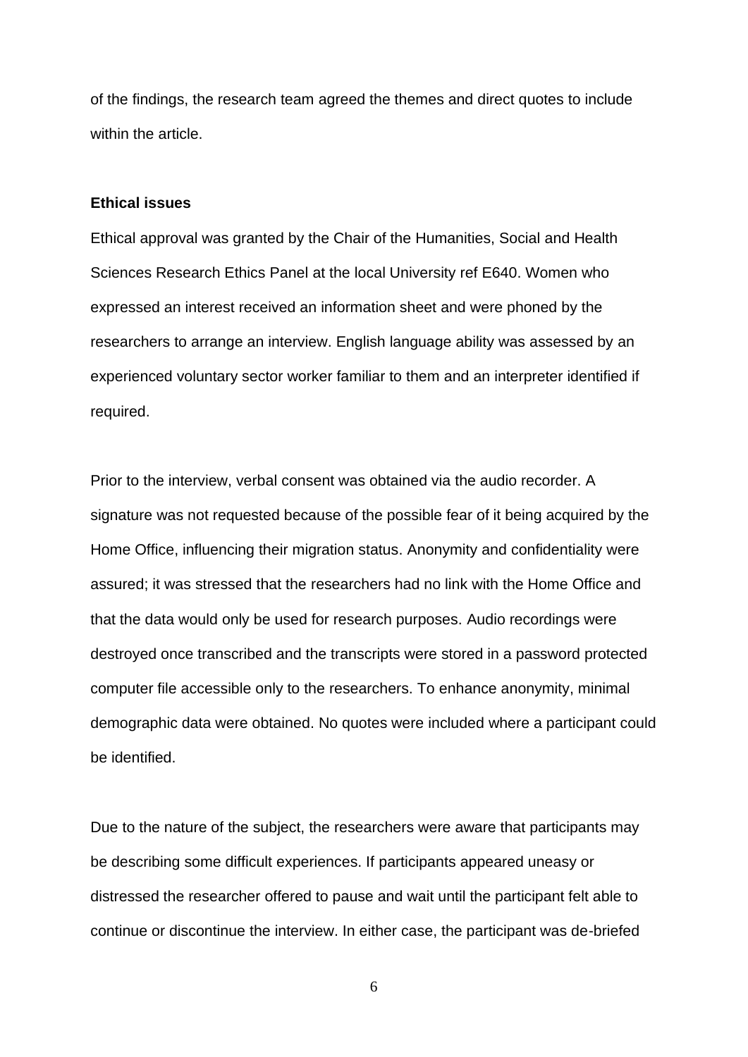of the findings, the research team agreed the themes and direct quotes to include within the article.

**Ethical issues**

Ethical approval was granted by the Chair of the Humanities, Social and Health Sciences Research Ethics Panel at the local University ref E640. Women who expressed an interest received an information sheet and were phoned by the researchers to arrange an interview. English language ability was assessed by an experienced voluntary sector worker familiar to them and an interpreter identified if required.

Prior to the interview, verbal consent was obtained via the audio recorder. A signature was not requested because of the possible fear of it being acquired by the Home Office, influencing their migration status. Anonymity and confidentiality were assured; it was stressed that the researchers had no link with the Home Office and that the data would only be used for research purposes. Audio recordings were destroyed once transcribed and the transcripts were stored in a password protected computer file accessible only to the researchers. To enhance anonymity, minimal demographic data were obtained. No quotes were included where a participant could be identified.

Due to the nature of the subject, the researchers were aware that participants may be describing some difficult experiences. If participants appeared uneasy or distressed the researcher offered to pause and wait until the participant felt able to continue or discontinue the interview. In either case, the participant was de-briefed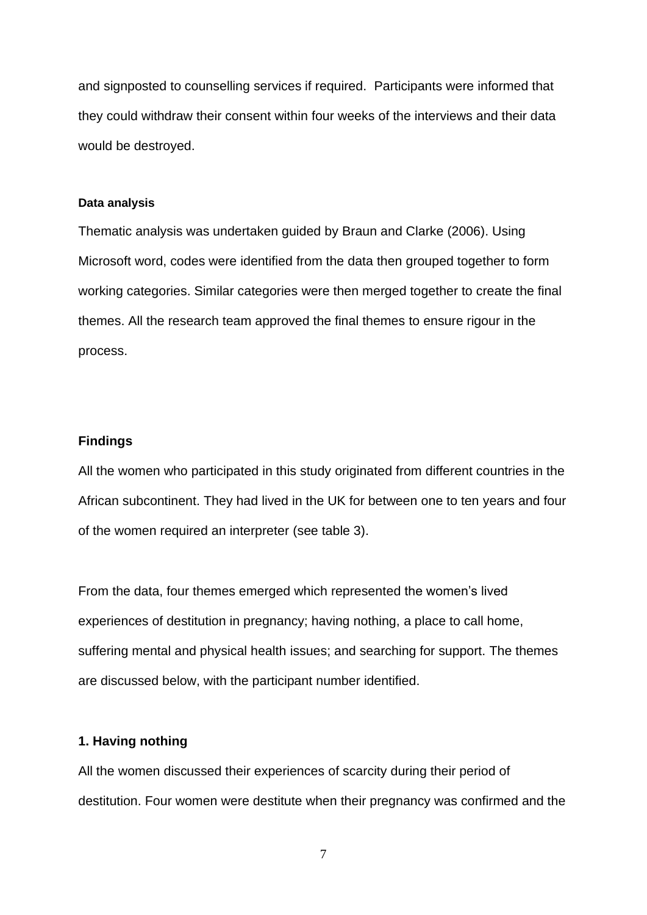and signposted to counselling services if required. Participants were informed that they could withdraw their consent within four weeks of the interviews and their data would be destroyed.

#### Data analysis

Thematic analysis was undertaken guided by Braun and Clarke (2006). Using Microsoft word, codes were identified from the data then grouped together to form working categories. Similar categories were then merged together to create the final themes. All the research team approved the final themes to ensure rigour in the process.

## Findings

All the women who participated in this study originated from different countries in the African subcontinent. They had lived in the UK for between one to ten years and four of the women required an interpreter (see table 3).

From the data, four themes emerged which represented the women's lived experiences of destitution in pregnancy; having nothing, a place to call home, suffering mental and physical health issues; and searching for support. The themes are discussed below, with the participant number identified.

### 1. Having nothing

All the women discussed their experiences of scarcity during their period of destitution. Four women were destitute when their pregnancy was confirmed and the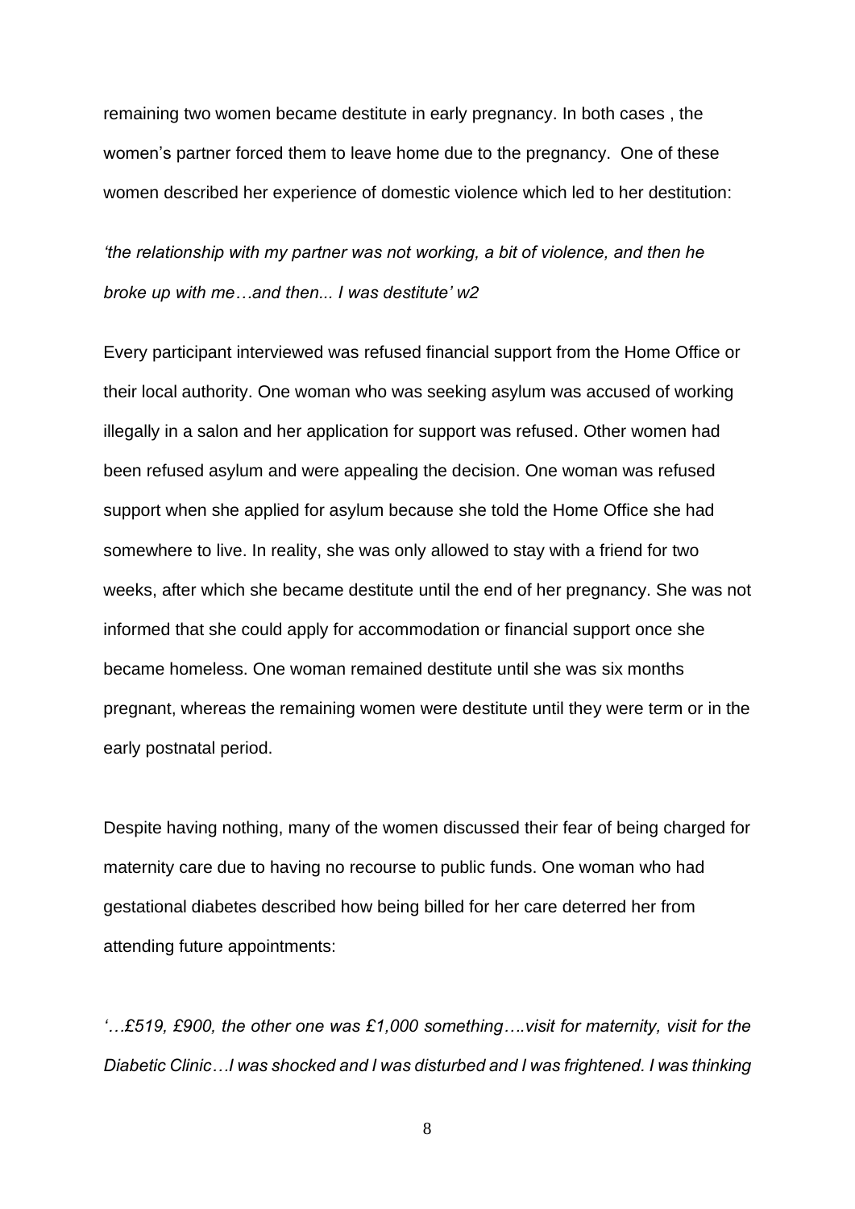remaining two women became destitute in early pregnancy. In both cases , the women's partner forced them to leave home due to the pregnancy. One of these women described her experience of domestic violence which led to her destitution:

*'the relationship with my partner was not working, a bit of violence, and then he broke up with me…and then... I was destitute' w2*

Every participant interviewed was refused financial support from the Home Office or their local authority. One woman who was seeking asylum was accused of working illegally in a salon and her application for support was refused. Other women had been refused asylum and were appealing the decision. One woman was refused support when she applied for asylum because she told the Home Office she had somewhere to live. In reality, she was only allowed to stay with a friend for two weeks, after which she became destitute until the end of her pregnancy. She was not informed that she could apply for accommodation or financial support once she became homeless. One woman remained destitute until she was six months pregnant, whereas the remaining women were destitute until they were term or in the early postnatal period.

Despite having nothing, many of the women discussed their fear of being charged for maternity care due to having no recourse to public funds. One woman who had gestational diabetes described how being billed for her care deterred her from attending future appointments:

*'…£519, £900, the other one was £1,000 something….visit for maternity, visit for the Diabetic Clinic…I was shocked and I was disturbed and I was frightened. I was thinking*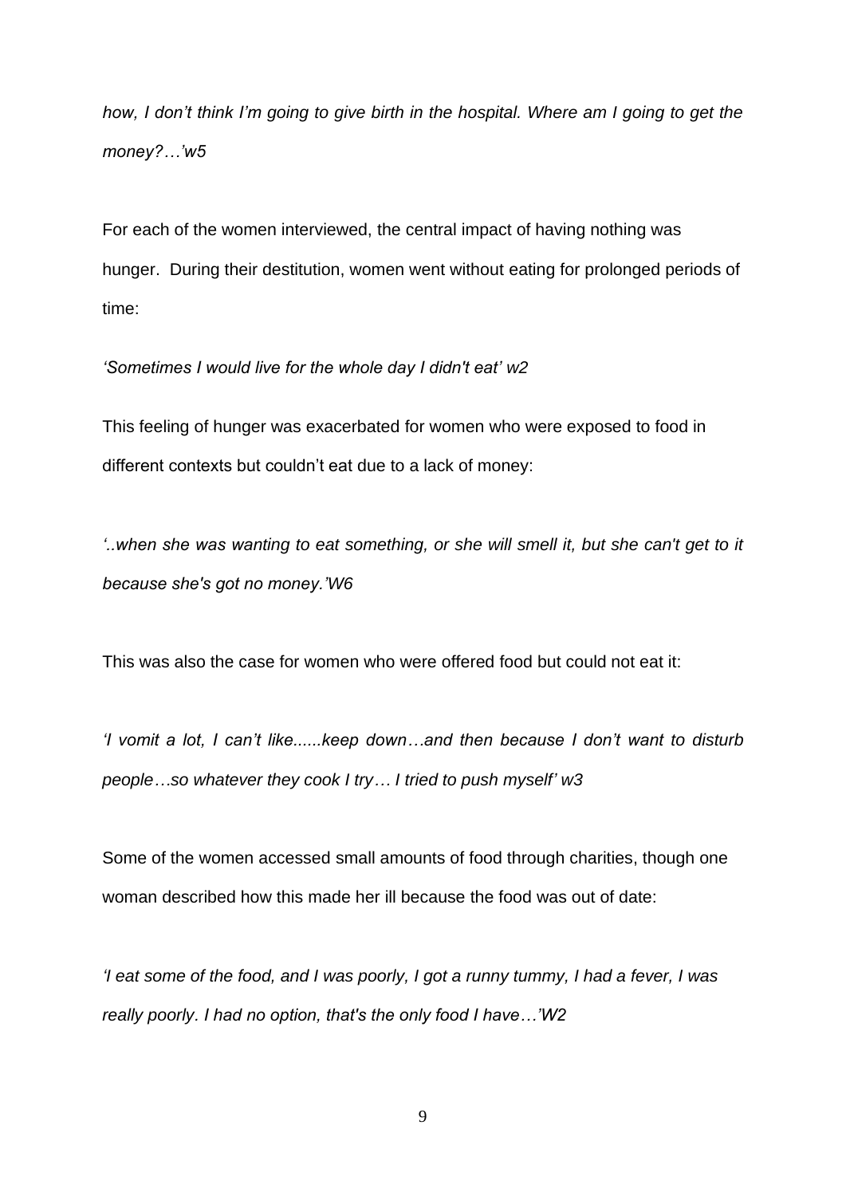*how, I don't think I'm going to give birth in the hospital. Where am I going to get the money?…'w5*

For each of the women interviewed, the central impact of having nothing was hunger. During their destitution, women went without eating for prolonged periods of time:

*'Sometimes I would live for the whole day I didn't eat' w2*

This feeling of hunger was exacerbated for women who were exposed to food in different contexts but couldn't eat due to a lack of money:

*'..when she was wanting to eat something, or she will smell it, but she can't get to it because she's got no money.'W6*

This was also the case for women who were offered food but could not eat it:

*'I vomit a lot, I can't like......keep down…and then because I don't want to disturb people…so whatever they cook I try… I tried to push myself' w3*

Some of the women accessed small amounts of food through charities, though one woman described how this made her ill because the food was out of date:

*'I eat some of the food, and I was poorly, I got a runny tummy, I had a fever, I was really poorly. I had no option, that's the only food I have…'W2*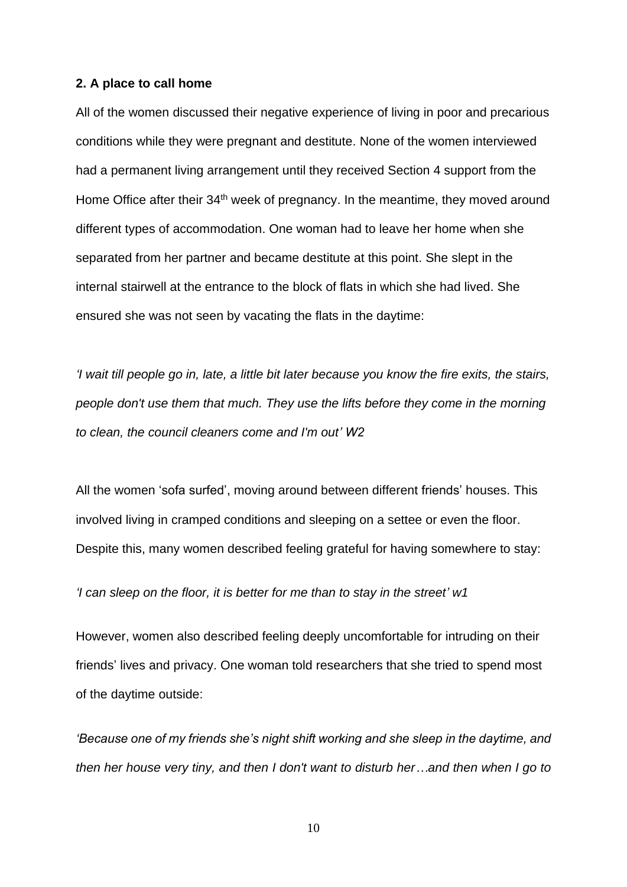**2. A place to call home**

All of the women discussed their negative experience of living in poor and precarious conditions while they were pregnant and destitute. None of the women interviewed had a permanent living arrangement until they received Section 4 support from the Home Office after their 34th week of pregnancy. In the meantime, they moved around different types of accommodation. One woman had to leave her home when she separated from her partner and became destitute at this point. She slept in the internal stairwell at the entrance to the block of flats in which she had lived. She ensured she was not seen by vacating the flats in the daytime:

*'I wait till people go in, late, a little bit later because you know the fire exits, the stairs, people don't use them that much. They use the lifts before they come in the morning to clean, the council cleaners come and I'm out' W2*

All the women 'sofa surfed', moving around between different friends' houses. This involved living in cramped conditions and sleeping on a settee or even the floor. Despite this, many women described feeling grateful for having somewhere to stay:

*'I can sleep on the floor, it is better for me than to stay in the street' w1*

However, women also described feeling deeply uncomfortable for intruding on their friends' lives and privacy. One woman told researchers that she tried to spend most of the daytime outside:

*'Because one of my friends she's night shift working and she sleep in the daytime, and then her house very tiny, and then I don't want to disturb her…and then when I go to*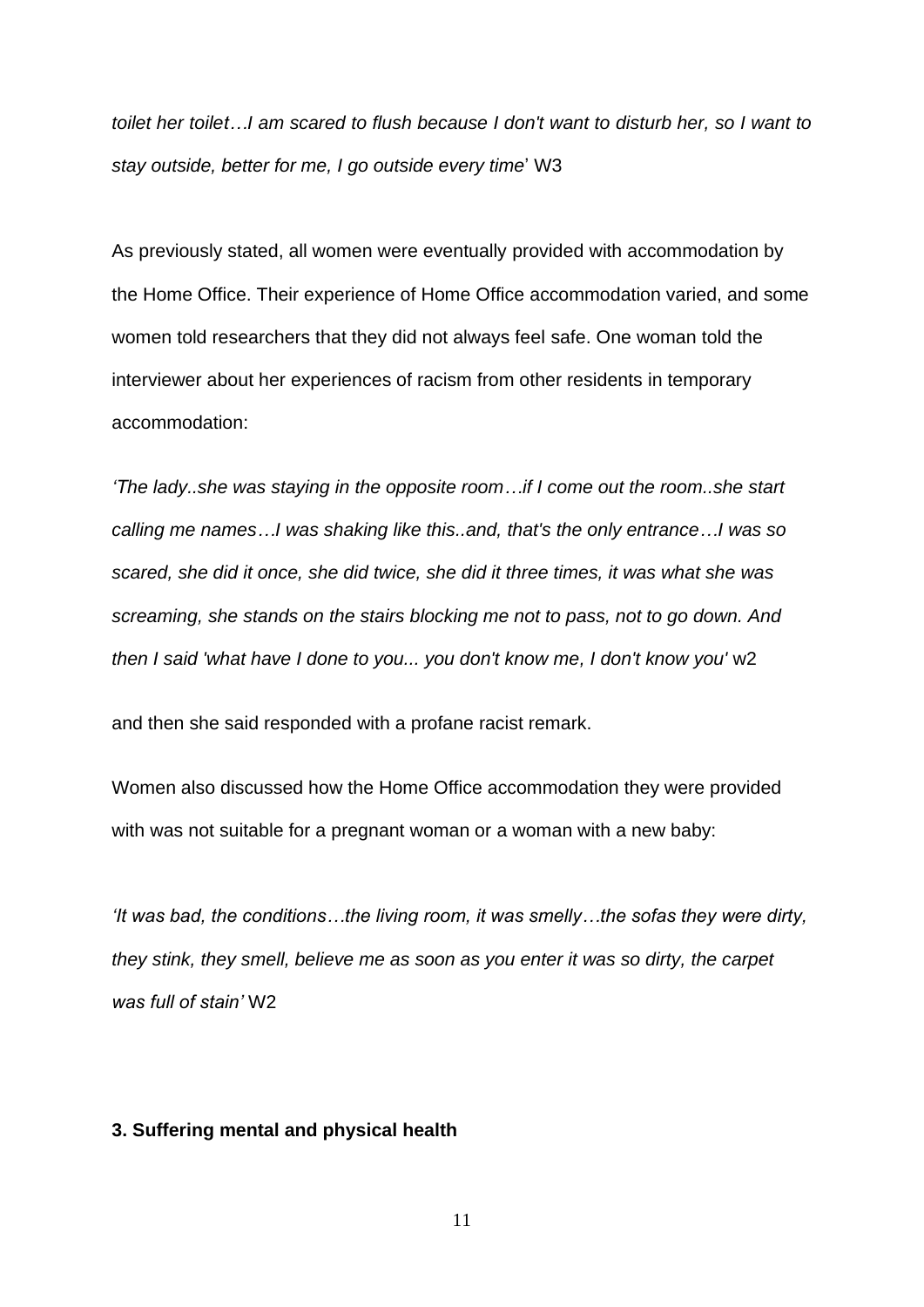*toilet her toilet…I am scared to flush because I don't want to disturb her, so I want to stay outside, better for me, I go outside every time*' W3

As previously stated, all women were eventually provided with accommodation by the Home Office. Their experience of Home Office accommodation varied, and some women told researchers that they did not always feel safe. One woman told the interviewer about her experiences of racism from other residents in temporary accommodation:

*'The lady..she was staying in the opposite room…if I come out the room..she start calling me names…I was shaking like this..and, that's the only entrance…I was so scared, she did it once, she did twice, she did it three times, it was what she was screaming, she stands on the stairs blocking me not to pass, not to go down. And then I said 'what have I done to you... you don't know me, I don't know you'* w2

and then she said responded with a profane racist remark.

Women also discussed how the Home Office accommodation they were provided with was not suitable for a pregnant woman or a woman with a new baby:

*'It was bad, the conditions…the living room, it was smelly…the sofas they were dirty, they stink, they smell, believe me as soon as you enter it was so dirty, the carpet was full of stain'* W2

**3. Suffering mental and physical health**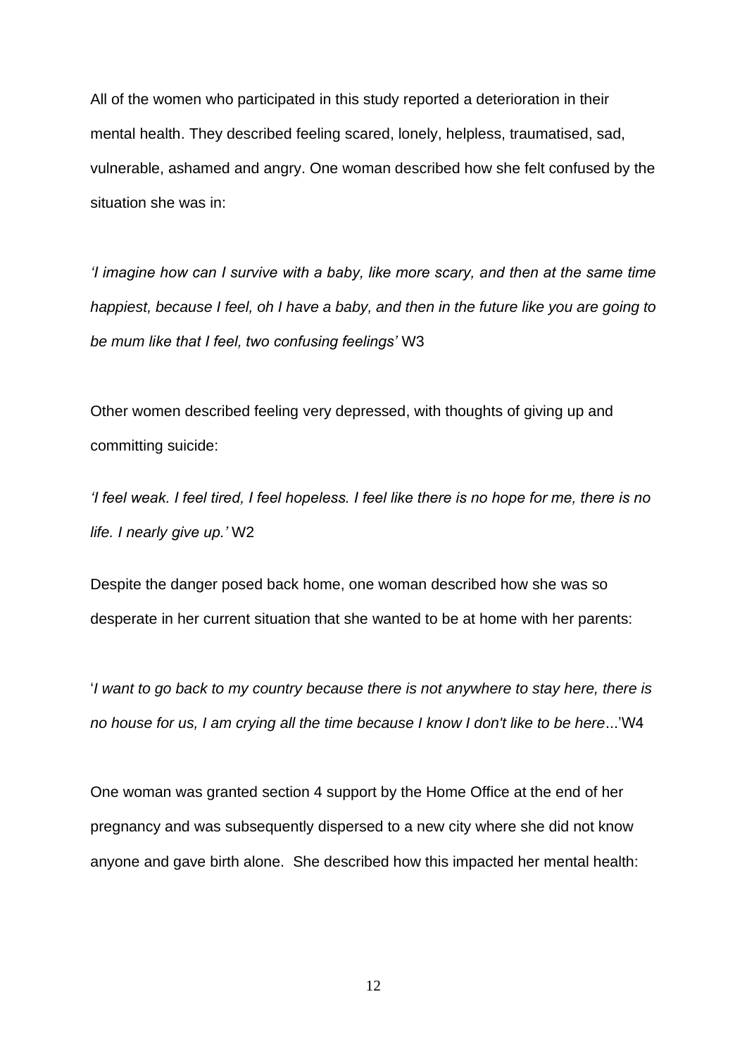All of the women who participated in this study reported a deterioration in their mental health. They described feeling scared, lonely, helpless, traumatised, sad, vulnerable, ashamed and angry. One woman described how she felt confused by the situation she was in:

*'I imagine how can I survive with a baby, like more scary, and then at the same time happiest, because I feel, oh I have a baby, and then in the future like you are going to be mum like that I feel, two confusing feelings'* W3

Other women described feeling very depressed, with thoughts of giving up and committing suicide:

*'I feel weak. I feel tired, I feel hopeless. I feel like there is no hope for me, there is no life. I nearly give up.'* W2

Despite the danger posed back home, one woman described how she was so desperate in her current situation that she wanted to be at home with her parents:

'*I want to go back to my country because there is not anywhere to stay here, there is no house for us, I am crying all the time because I know I don't like to be here*...'W4

One woman was granted section 4 support by the Home Office at the end of her pregnancy and was subsequently dispersed to a new city where she did not know anyone and gave birth alone. She described how this impacted her mental health: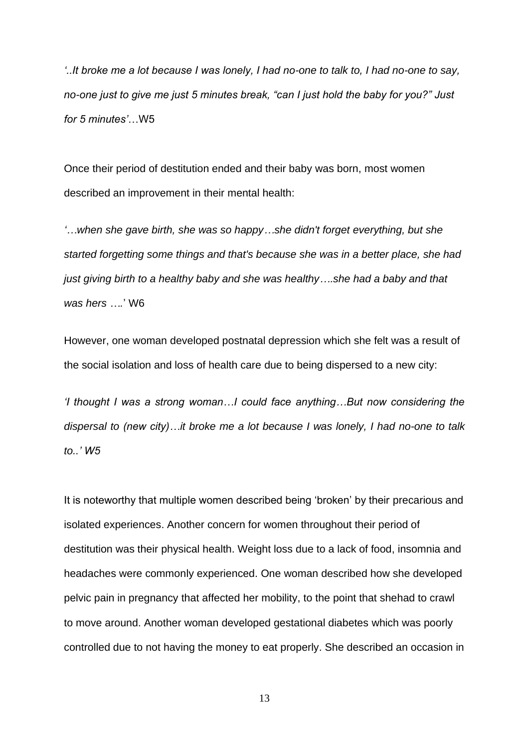*'..It broke me a lot because I was lonely, I had no-one to talk to, I had no-one to say, no-one just to give me just 5 minutes break, "can I just hold the baby for you?" Just for 5 minutes'*…W5

Once their period of destitution ended and their baby was born, most women described an improvement in their mental health:

*'…when she gave birth, she was so happy…she didn't forget everything, but she started forgetting some things and that's because she was in a better place, she had just giving birth to a healthy baby and she was healthy….she had a baby and that was hers ….*' W6

However, one woman developed postnatal depression which she felt was a result of the social isolation and loss of health care due to being dispersed to a new city:

*'I thought I was a strong woman…I could face anything…But now considering the dispersal to (new city)…it broke me a lot because I was lonely, I had no-one to talk to..' W5*

It is noteworthy that multiple women described being 'broken' by their precarious and isolated experiences. Another concern for women throughout their period of destitution was their physical health. Weight loss due to a lack of food, insomnia and headaches were commonly experienced. One woman described how she developed pelvic pain in pregnancy that affected her mobility, to the point that shehad to crawl to move around. Another woman developed gestational diabetes which was poorly controlled due to not having the money to eat properly. She described an occasion in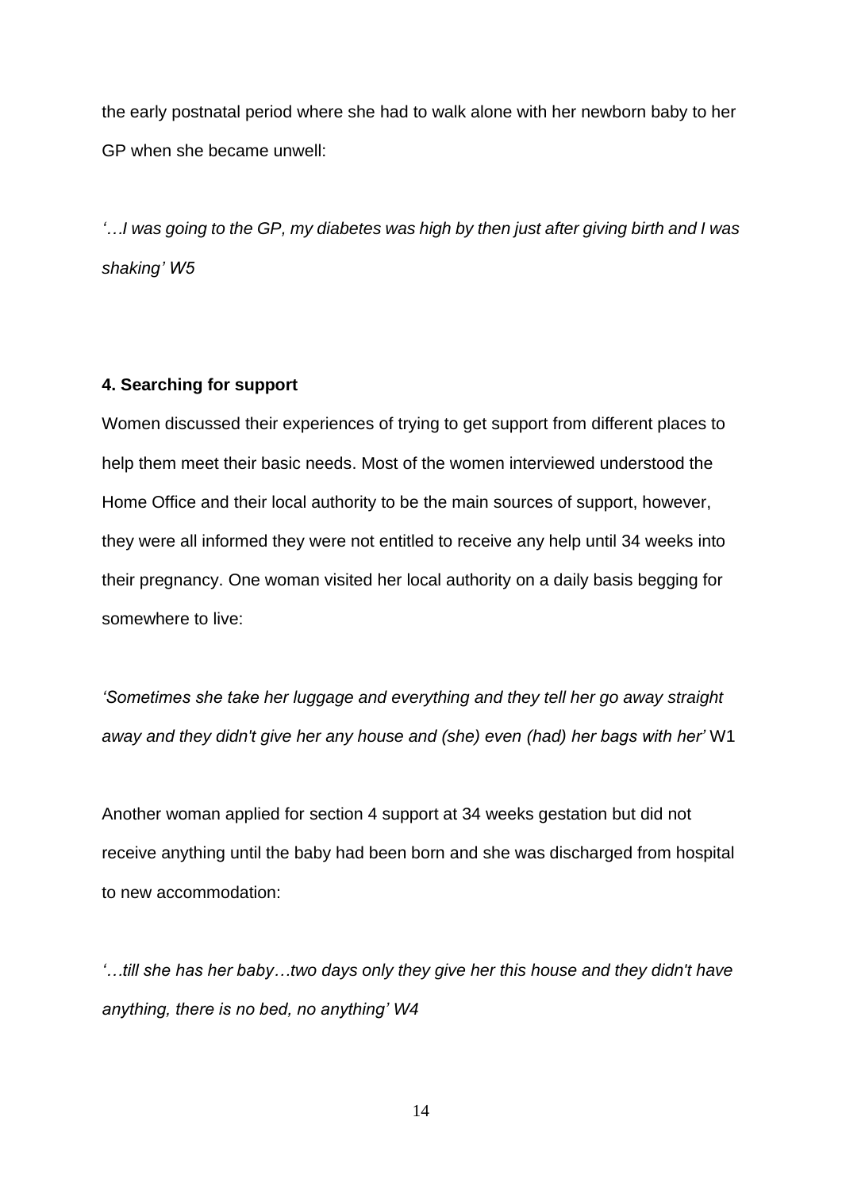the early postnatal period where she had to walk alone with her newborn baby to her GP when she became unwell:

*'…I was going to the GP, my diabetes was high by then just after giving birth and I was shaking' W5*

**4. Searching for support**

Women discussed their experiences of trying to get support from different places to help them meet their basic needs. Most of the women interviewed understood the Home Office and their local authority to be the main sources of support, however, they were all informed they were not entitled to receive any help until 34 weeks into their pregnancy. One woman visited her local authority on a daily basis begging for somewhere to live:

*'Sometimes she take her luggage and everything and they tell her go away straight away and they didn't give her any house and (she) even (had) her bags with her'* W1

Another woman applied for section 4 support at 34 weeks gestation but did not receive anything until the baby had been born and she was discharged from hospital to new accommodation:

*'…till she has her baby…two days only they give her this house and they didn't have anything, there is no bed, no anything' W4*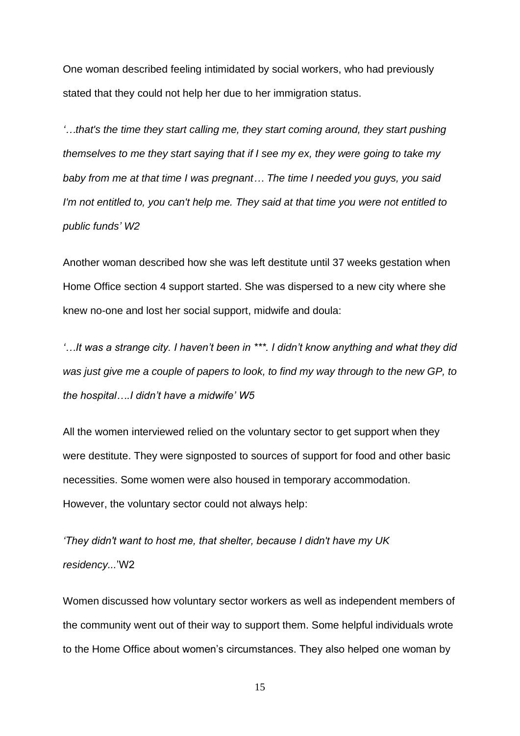One woman described feeling intimidated by social workers, who had previously stated that they could not help her due to her immigration status.

*'…that's the time they start calling me, they start coming around, they start pushing themselves to me they start saying that if I see my ex, they were going to take my baby from me at that time I was pregnant… The time I needed you guys, you said I'm not entitled to, you can't help me. They said at that time you were not entitled to public funds' W2*

Another woman described how she was left destitute until 37 weeks gestation when Home Office section 4 support started. She was dispersed to a new city where she knew no-one and lost her social support, midwife and doula:

*'…It was a strange city. I haven't been in ***. I didn't know anything and what they did was just give me a couple of papers to look, to find my way through to the new GP, to the hospital….I didn't have a midwife' W5*

All the women interviewed relied on the voluntary sector to get support when they were destitute. They were signposted to sources of support for food and other basic necessities. Some women were also housed in temporary accommodation. However, the voluntary sector could not always help:

*'They didn't want to host me, that shelter, because I didn't have my UK residency...*'W2

Women discussed how voluntary sector workers as well as independent members of the community went out of their way to support them. Some helpful individuals wrote to the Home Office about women's circumstances. They also helped one woman by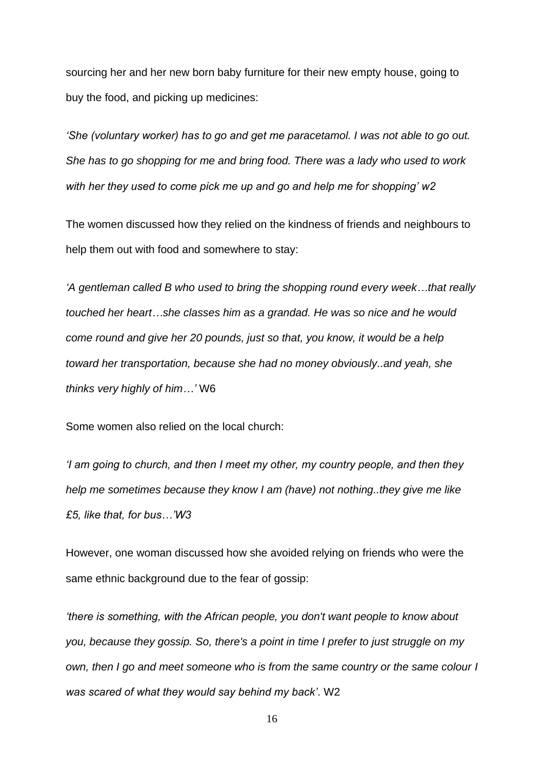sourcing her and her new born baby furniture for their new empty house, going to buy the food, and picking up medicines:

*'She (voluntary worker) has to go and get me paracetamol. I was not able to go out. She has to go shopping for me and bring food. There was a lady who used to work with her they used to come pick me up and go and help me for shopping' w2*

The women discussed how they relied on the kindness of friends and neighbours to help them out with food and somewhere to stay:

*'A gentleman called B who used to bring the shopping round every week…that really touched her heart…she classes him as a grandad. He was so nice and he would come round and give her 20 pounds, just so that, you know, it would be a help toward her transportation, because she had no money obviously..and yeah, she thinks very highly of him…'* W6

Some women also relied on the local church:

*'I am going to church, and then I meet my other, my country people, and then they help me sometimes because they know I am (have) not nothing..they give me like £5, like that, for bus…'W3*

However, one woman discussed how she avoided relying on friends who were the same ethnic background due to the fear of gossip:

*'there is something, with the African people, you don't want people to know about you, because they gossip. So, there's a point in time I prefer to just struggle on my own, then I go and meet someone who is from the same country or the same colour I was scared of what they would say behind my back'*. W2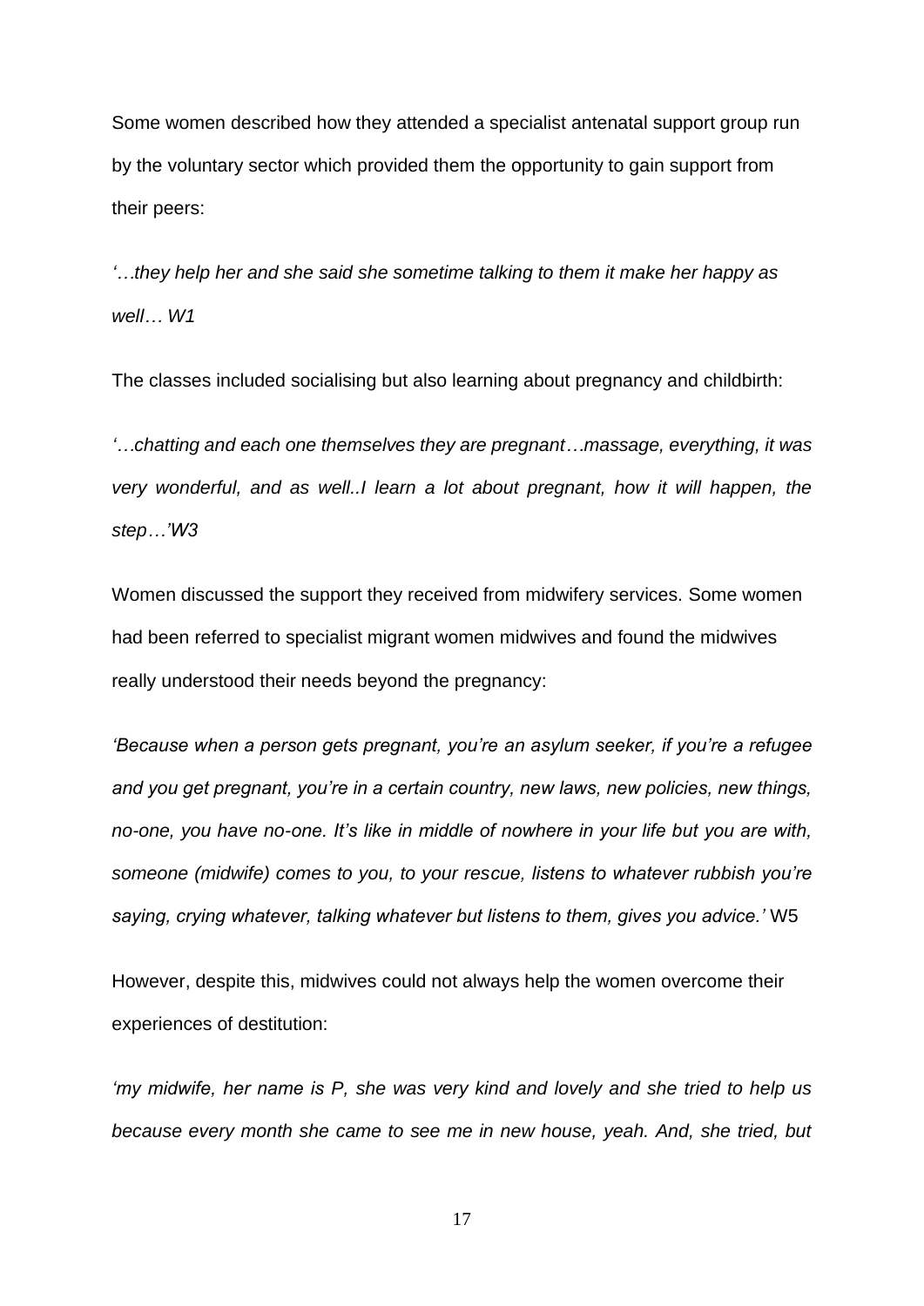Some women described how they attended a specialist antenatal support group run by the voluntary sector which provided them the opportunity to gain support from their peers:

*'…they help her and she said she sometime talking to them it make her happy as well… W1*

The classes included socialising but also learning about pregnancy and childbirth:

*'…chatting and each one themselves they are pregnant…massage, everything, it was very wonderful, and as well..I learn a lot about pregnant, how it will happen, the step…'W3*

Women discussed the support they received from midwifery services. Some women had been referred to specialist migrant women midwives and found the midwives really understood their needs beyond the pregnancy:

*'Because when a person gets pregnant, you're an asylum seeker, if you're a refugee and you get pregnant, you're in a certain country, new laws, new policies, new things, no-one, you have no-one. It's like in middle of nowhere in your life but you are with, someone (midwife) comes to you, to your rescue, listens to whatever rubbish you're saying, crying whatever, talking whatever but listens to them, gives you advice.'* W5

However, despite this, midwives could not always help the women overcome their experiences of destitution:

*'my midwife, her name is P, she was very kind and lovely and she tried to help us because every month she came to see me in new house, yeah. And, she tried, but*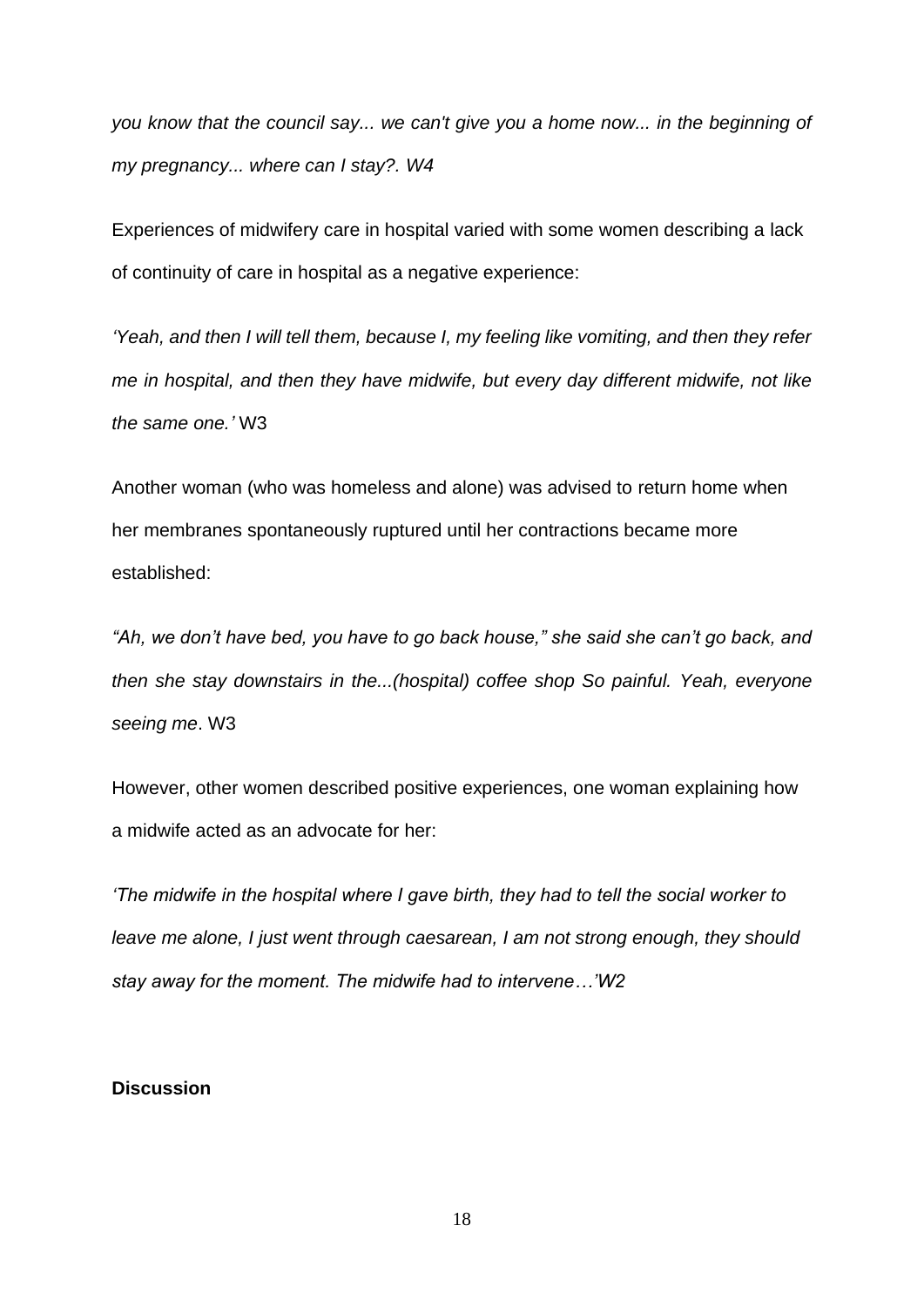*you know that the council say... we can't give you a home now... in the beginning of my pregnancy... where can I stay?. W4*

Experiences of midwifery care in hospital varied with some women describing a lack of continuity of care in hospital as a negative experience:

*'Yeah, and then I will tell them, because I, my feeling like vomiting, and then they refer me in hospital, and then they have midwife, but every day different midwife, not like the same one.'* W3

Another woman (who was homeless and alone) was advised to return home when her membranes spontaneously ruptured until her contractions became more established:

*"Ah, we don't have bed, you have to go back house," she said she can't go back, and then she stay downstairs in the...(hospital) coffee shop So painful. Yeah, everyone seeing me*. W3

However, other women described positive experiences, one woman explaining how a midwife acted as an advocate for her:

*'The midwife in the hospital where I gave birth, they had to tell the social worker to leave me alone, I just went through caesarean, I am not strong enough, they should stay away for the moment. The midwife had to intervene…'W2*

**Discussion**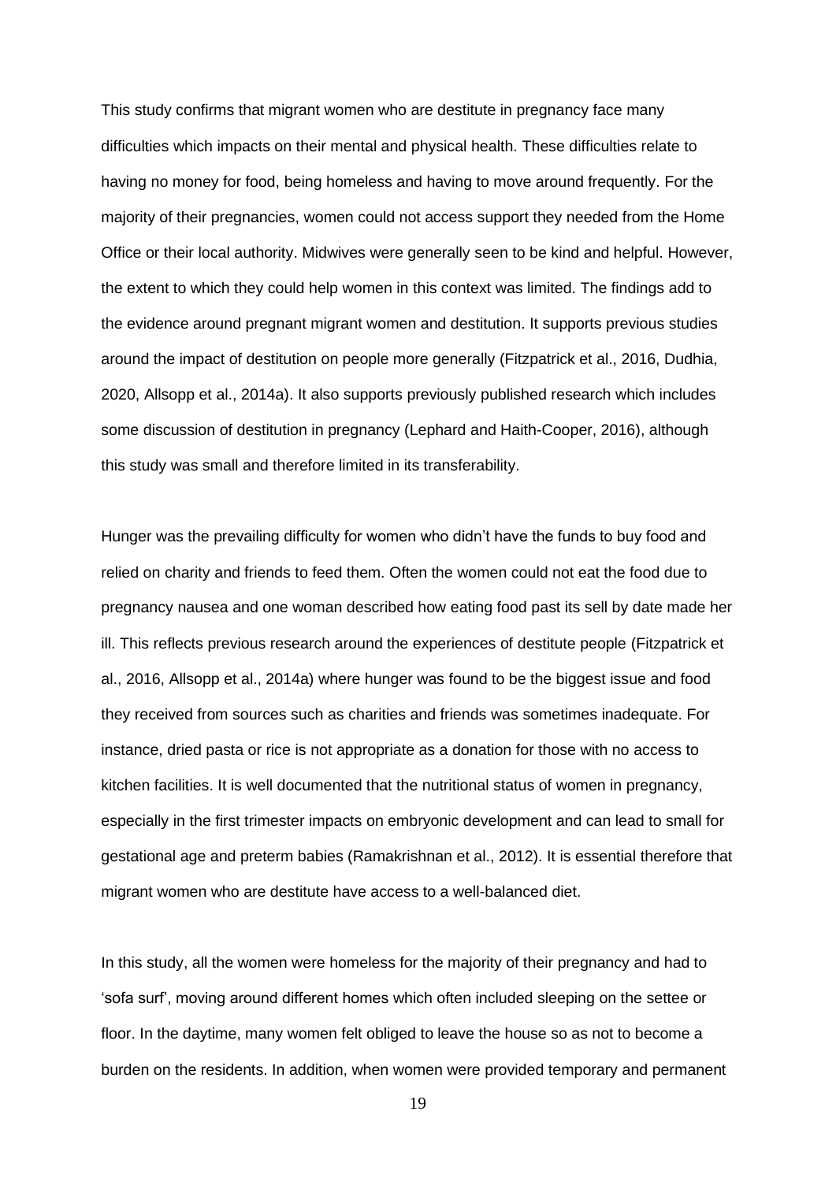This study confirms that migrant women who are destitute in pregnancy face many difficulties which impacts on their mental and physical health. These difficulties relate to having no money for food, being homeless and having to move around frequently. For the majority of their pregnancies, women could not access support they needed from the Home Office or their local authority. Midwives were generally seen to be kind and helpful. However, the extent to which they could help women in this context was limited. The findings add to the evidence around pregnant migrant women and destitution. It supports previous studies around the impact of destitution on people more generally (Fitzpatrick et al., 2016, Dudhia, 2020, Allsopp et al., 2014a). It also supports previously published research which includes some discussion of destitution in pregnancy (Lephard and Haith-Cooper, 2016), although this study was small and therefore limited in its transferability.

Hunger was the prevailing difficulty for women who didn't have the funds to buy food and relied on charity and friends to feed them. Often the women could not eat the food due to pregnancy nausea and one woman described how eating food past its sell by date made her ill. This reflects previous research around the experiences of destitute people (Fitzpatrick et al., 2016, Allsopp et al., 2014a) where hunger was found to be the biggest issue and food they received from sources such as charities and friends was sometimes inadequate. For instance, dried pasta or rice is not appropriate as a donation for those with no access to kitchen facilities. It is well documented that the nutritional status of women in pregnancy, especially in the first trimester impacts on embryonic development and can lead to small for gestational age and preterm babies (Ramakrishnan et al., 2012). It is essential therefore that migrant women who are destitute have access to a well-balanced diet.

In this study, all the women were homeless for the majority of their pregnancy and had to 'sofa surf', moving around different homes which often included sleeping on the settee or floor. In the daytime, many women felt obliged to leave the house so as not to become a burden on the residents. In addition, when women were provided temporary and permanent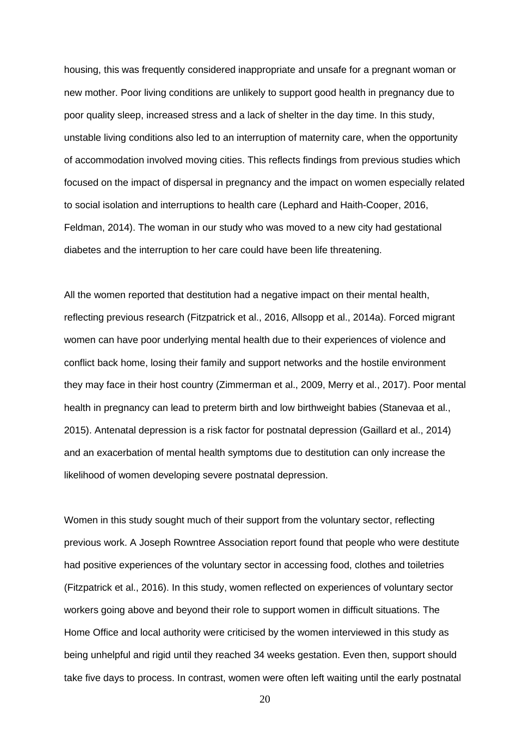housing, this was frequently considered inappropriate and unsafe for a pregnant woman or new mother. Poor living conditions are unlikely to support good health in pregnancy due to poor quality sleep, increased stress and a lack of shelter in the day time. In this study, unstable living conditions also led to an interruption of maternity care, when the opportunity of accommodation involved moving cities. This reflects findings from previous studies which focused on the impact of dispersal in pregnancy and the impact on women especially related to social isolation and interruptions to health care (Lephard and Haith-Cooper, 2016, Feldman, 2014). The woman in our study who was moved to a new city had gestational diabetes and the interruption to her care could have been life threatening.

All the women reported that destitution had a negative impact on their mental health, reflecting previous research (Fitzpatrick et al., 2016, Allsopp et al., 2014a). Forced migrant women can have poor underlying mental health due to their experiences of violence and conflict back home, losing their family and support networks and the hostile environment they may face in their host country (Zimmerman et al., 2009, Merry et al., 2017). Poor mental health in pregnancy can lead to preterm birth and low birthweight babies (Stanevaa et al., 2015). Antenatal depression is a risk factor for postnatal depression (Gaillard et al., 2014) and an exacerbation of mental health symptoms due to destitution can only increase the likelihood of women developing severe postnatal depression.

Women in this study sought much of their support from the voluntary sector, reflecting previous work. A Joseph Rowntree Association report found that people who were destitute had positive experiences of the voluntary sector in accessing food, clothes and toiletries (Fitzpatrick et al., 2016). In this study, women reflected on experiences of voluntary sector workers going above and beyond their role to support women in difficult situations. The Home Office and local authority were criticised by the women interviewed in this study as being unhelpful and rigid until they reached 34 weeks gestation. Even then, support should take five days to process. In contrast, women were often left waiting until the early postnatal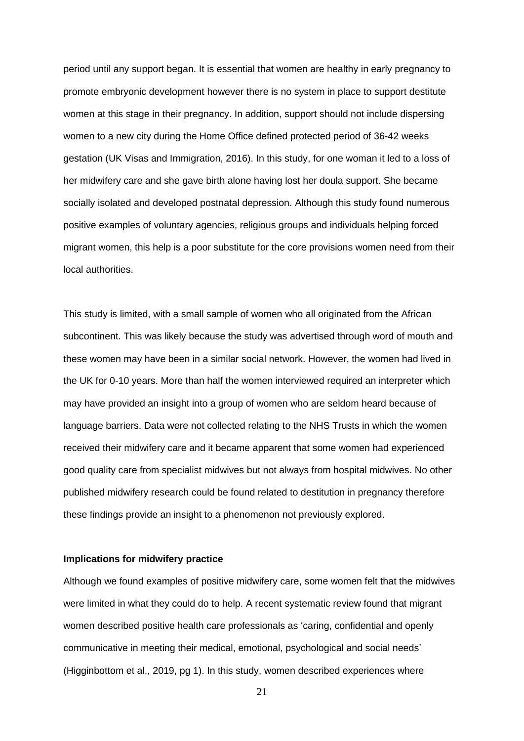period until any support began. It is essential that women are healthy in early pregnancy to promote embryonic development however there is no system in place to support destitute women at this stage in their pregnancy. In addition, support should not include dispersing women to a new city during the Home Office defined protected period of 36-42 weeks gestation (UK Visas and Immigration, 2016). In this study, for one woman it led to a loss of her midwifery care and she gave birth alone having lost her doula support. She became socially isolated and developed postnatal depression. Although this study found numerous positive examples of voluntary agencies, religious groups and individuals helping forced migrant women, this help is a poor substitute for the core provisions women need from their local authorities.

This study is limited, with a small sample of women who all originated from the African subcontinent. This was likely because the study was advertised through word of mouth and these women may have been in a similar social network. However, the women had lived in the UK for 0-10 years. More than half the women interviewed required an interpreter which may have provided an insight into a group of women who are seldom heard because of language barriers. Data were not collected relating to the NHS Trusts in which the women received their midwifery care and it became apparent that some women had experienced good quality care from specialist midwives but not always from hospital midwives. No other published midwifery research could be found related to destitution in pregnancy therefore these findings provide an insight to a phenomenon not previously explored.

**Implications for midwifery practice**

Although we found examples of positive midwifery care, some women felt that the midwives were limited in what they could do to help. A recent systematic review found that migrant women described positive health care professionals as 'caring, confidential and openly communicative in meeting their medical, emotional, psychological and social needs' (Higginbottom et al., 2019, pg 1). In this study, women described experiences where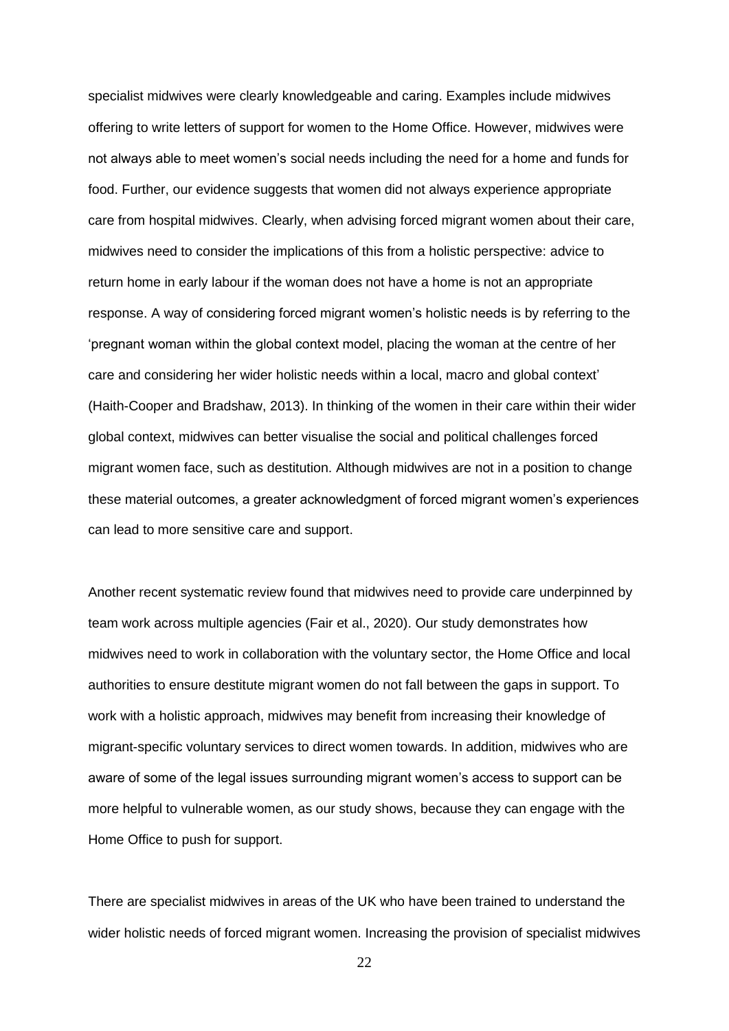specialist midwives were clearly knowledgeable and caring. Examples include midwives offering to write letters of support for women to the Home Office. However, midwives were not always able to meet women's social needs including the need for a home and funds for food. Further, our evidence suggests that women did not always experience appropriate care from hospital midwives. Clearly, when advising forced migrant women about their care, midwives need to consider the implications of this from a holistic perspective: advice to return home in early labour if the woman does not have a home is not an appropriate response. A way of considering forced migrant women's holistic needs is by referring to the 'pregnant woman within the global context model, placing the woman at the centre of her care and considering her wider holistic needs within a local, macro and global context' (Haith-Cooper and Bradshaw, 2013). In thinking of the women in their care within their wider global context, midwives can better visualise the social and political challenges forced migrant women face, such as destitution. Although midwives are not in a position to change these material outcomes, a greater acknowledgment of forced migrant women's experiences can lead to more sensitive care and support.

Another recent systematic review found that midwives need to provide care underpinned by team work across multiple agencies (Fair et al., 2020). Our study demonstrates how midwives need to work in collaboration with the voluntary sector, the Home Office and local authorities to ensure destitute migrant women do not fall between the gaps in support. To work with a holistic approach, midwives may benefit from increasing their knowledge of migrant-specific voluntary services to direct women towards. In addition, midwives who are aware of some of the legal issues surrounding migrant women's access to support can be more helpful to vulnerable women, as our study shows, because they can engage with the Home Office to push for support.

There are specialist midwives in areas of the UK who have been trained to understand the wider holistic needs of forced migrant women. Increasing the provision of specialist midwives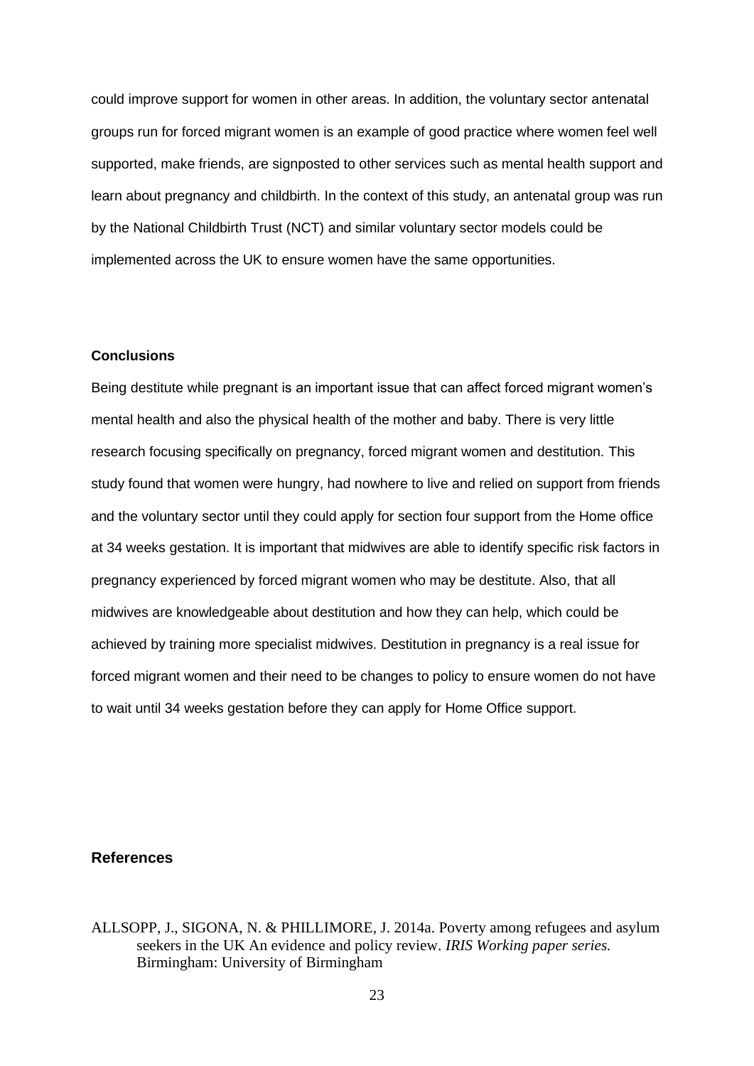could improve support for women in other areas. In addition, the voluntary sector antenatal groups run for forced migrant women is an example of good practice where women feel well supported, make friends, are signposted to other services such as mental health support and learn about pregnancy and childbirth. In the context of this study, an antenatal group was run by the National Childbirth Trust (NCT) and similar voluntary sector models could be implemented across the UK to ensure women have the same opportunities.

#### Conclusions

Being destitute while pregnant is an important issue that can affect forced migrant women's mental health and also the physical health of the mother and baby. There is very little research focusing specifically on pregnancy, forced migrant women and destitution. This study found that women were hungry, had nowhere to live and relied on support from friends and the voluntary sector until they could apply for section four support from the Home office at 34 weeks gestation. It is important that midwives are able to identify specific risk factors in pregnancy experienced by forced migrant women who may be destitute. Also, that all midwives are knowledgeable about destitution and how they can help, which could be achieved by training more specialist midwives. Destitution in pregnancy is a real issue for forced migrant women and their need to be changes to policy to ensure women do not have to wait until 34 weeks gestation before they can apply for Home Office support.

## References

ALLSOPP, J., SIGONA, N. & PHILLIMORE, J. 2014a. Poverty among refugees and asylum seekers in the UK An evidence and policy review. *IRIS Working paper series.* Birmingham: University of Birmingham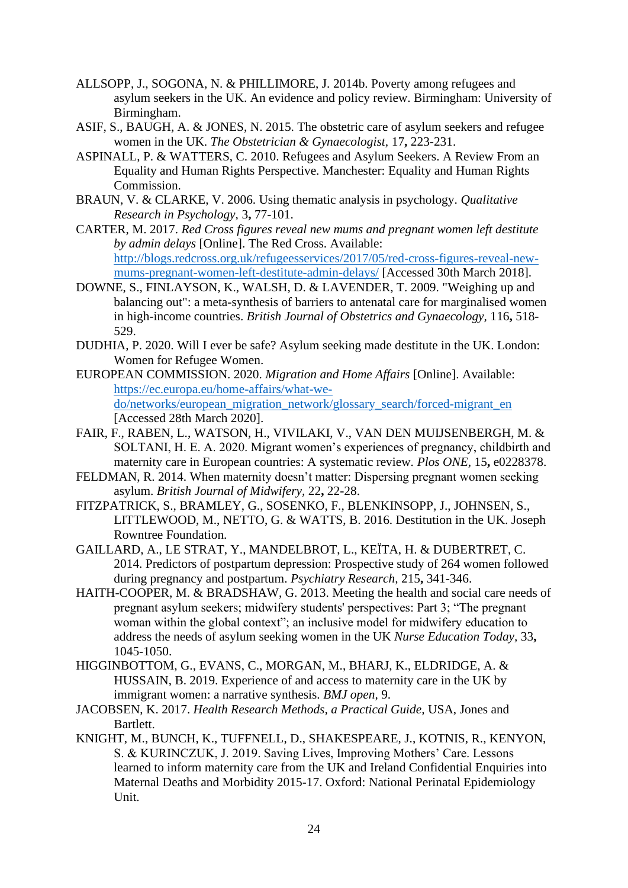ALLSOPP, J., SOGONA, N. & PHILLIMORE, J. 2014b. Poverty among refugees and asylum seekers in the UK. An evidence and policy review. Birmingham: University of Birmingham.

ASIF, S., BAUGH, A. & JONES, N. 2015. The obstetric care of asylum seekers and refugee women in the UK. *The Obstetrician & Gynaecologist,* 17**,** 223-231.

ASPINALL, P. & WATTERS, C. 2010. Refugees and Asylum Seekers. A Review From an Equality and Human Rights Perspective. Manchester: Equality and Human Rights Commission.

BRAUN, V. & CLARKE, V. 2006. Using thematic analysis in psychology. *Qualitative Research in Psychology,* 3**,** 77-101.

CARTER, M. 2017. *Red Cross figures reveal new mums and pregnant women left destitute by admin delays* [Online]. The Red Cross. Available: http://blogs.redcross.org.uk/refugeesservices/2017/05/red-cross-figures-reveal-new-mums-pregnant-women-left-destitute-admin-delays/ [Accessed 30th March 2018].

DOWNE, S., FINLAYSON, K., WALSH, D. & LAVENDER, T. 2009. "Weighing up and balancing out": a meta-synthesis of barriers to antenatal care for marginalised women in high-income countries. *British Journal of Obstetrics and Gynaecology,* 116**,** 518-529.

DUDHIA, P. 2020. Will I ever be safe? Asylum seeking made destitute in the UK. London: Women for Refugee Women.

EUROPEAN COMMISSION. 2020. *Migration and Home Affairs* [Online]. Available: https://ec.europa.eu/home-affairs/what-we-do/networks/european_migration_network/glossary_search/forced-migrant_en [Accessed 28th March 2020].

FAIR, F., RABEN, L., WATSON, H., VIVILAKI, V., VAN DEN MUIJSENBERGH, M. & SOLTANI, H. E. A. 2020. Migrant women's experiences of pregnancy, childbirth and maternity care in European countries: A systematic review. *Plos ONE,* 15**,** e0228378.

FELDMAN, R. 2014. When maternity doesn't matter: Dispersing pregnant women seeking asylum. *British Journal of Midwifery,* 22**,** 22-28.

FITZPATRICK, S., BRAMLEY, G., SOSENKO, F., BLENKINSOPP, J., JOHNSEN, S., LITTLEWOOD, M., NETTO, G. & WATTS, B. 2016. Destitution in the UK. Joseph Rowntree Foundation.

GAILLARD, A., LE STRAT, Y., MANDELBROT, L., KEÏTA, H. & DUBERTRET, C. 2014. Predictors of postpartum depression: Prospective study of 264 women followed during pregnancy and postpartum. *Psychiatry Research,* 215**,** 341-346.

HAITH-COOPER, M. & BRADSHAW, G. 2013. Meeting the health and social care needs of pregnant asylum seekers; midwifery students' perspectives: Part 3; "The pregnant woman within the global context"; an inclusive model for midwifery education to address the needs of asylum seeking women in the UK *Nurse Education Today,* 33**,** 1045-1050.

HIGGINBOTTOM, G., EVANS, C., MORGAN, M., BHARJ, K., ELDRIDGE, A. & HUSSAIN, B. 2019. Experience of and access to maternity care in the UK by immigrant women: a narrative synthesis. *BMJ open,* 9.

JACOBSEN, K. 2017. *Health Research Methods, a Practical Guide,* USA, Jones and Bartlett.

KNIGHT, M., BUNCH, K., TUFFNELL, D., SHAKESPEARE, J., KOTNIS, R., KENYON, S. & KURINCZUK, J. 2019. Saving Lives, Improving Mothers' Care. Lessons learned to inform maternity care from the UK and Ireland Confidential Enquiries into Maternal Deaths and Morbidity 2015-17. Oxford: National Perinatal Epidemiology Unit.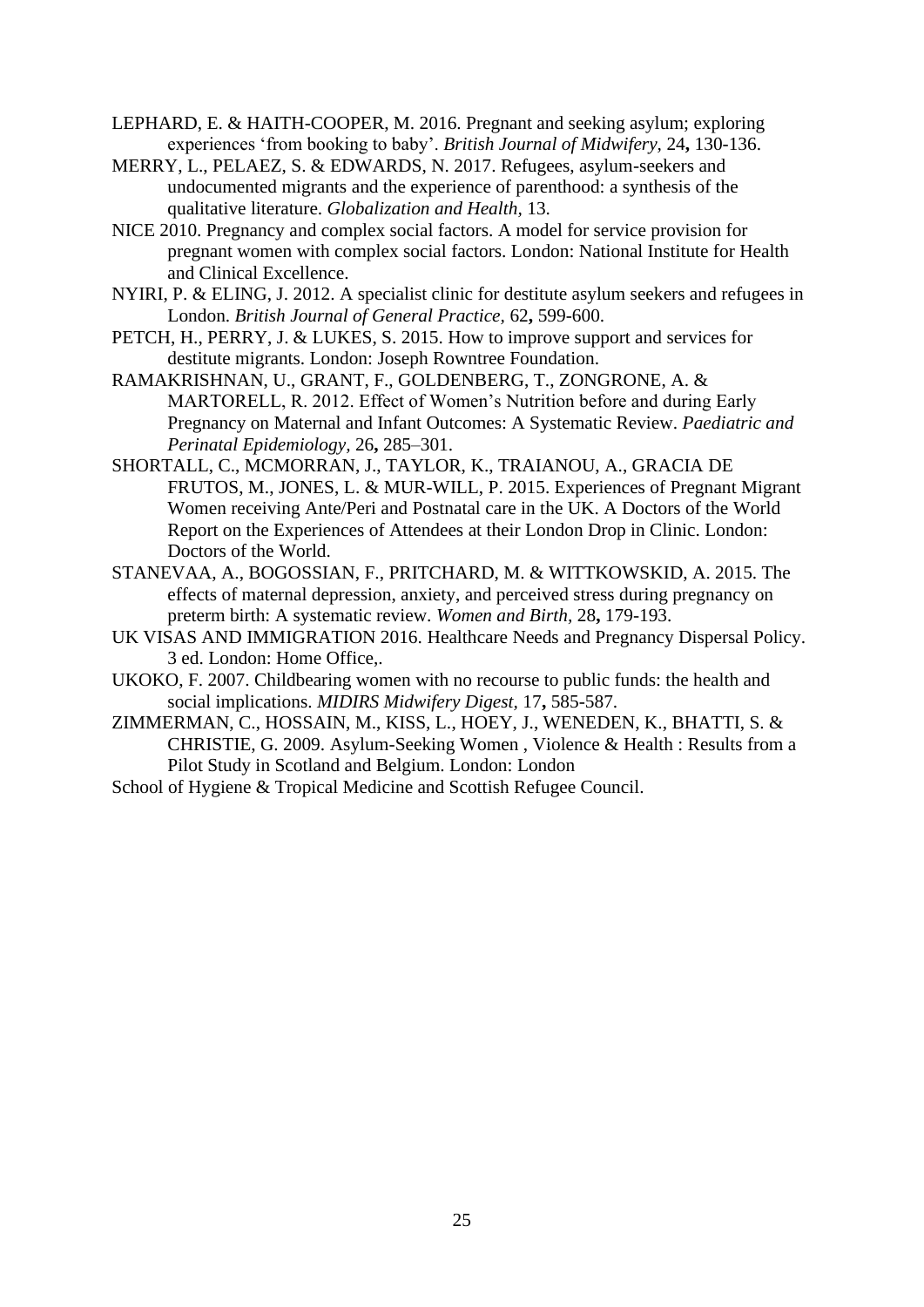LEPHARD, E. & HAITH-COOPER, M. 2016. Pregnant and seeking asylum; exploring experiences 'from booking to baby'. *British Journal of Midwifery,* 24**,** 130-136.

MERRY, L., PELAEZ, S. & EDWARDS, N. 2017. Refugees, asylum-seekers and undocumented migrants and the experience of parenthood: a synthesis of the qualitative literature. *Globalization and Health,* 13.

NICE 2010. Pregnancy and complex social factors. A model for service provision for pregnant women with complex social factors. London: National Institute for Health and Clinical Excellence.

NYIRI, P. & ELING, J. 2012. A specialist clinic for destitute asylum seekers and refugees in London. *British Journal of General Practice,* 62**,** 599-600.

PETCH, H., PERRY, J. & LUKES, S. 2015. How to improve support and services for destitute migrants. London: Joseph Rowntree Foundation.

RAMAKRISHNAN, U., GRANT, F., GOLDENBERG, T., ZONGRONE, A. & MARTORELL, R. 2012. Effect of Women's Nutrition before and during Early Pregnancy on Maternal and Infant Outcomes: A Systematic Review. *Paediatric and Perinatal Epidemiology,* 26**,** 285–301.

SHORTALL, C., MCMORRAN, J., TAYLOR, K., TRAIANOU, A., GRACIA DE FRUTOS, M., JONES, L. & MUR-WILL, P. 2015. Experiences of Pregnant Migrant Women receiving Ante/Peri and Postnatal care in the UK. A Doctors of the World Report on the Experiences of Attendees at their London Drop in Clinic. London: Doctors of the World.

STANEVAA, A., BOGOSSIAN, F., PRITCHARD, M. & WITTKOWSKID, A. 2015. The effects of maternal depression, anxiety, and perceived stress during pregnancy on preterm birth: A systematic review. *Women and Birth,* 28**,** 179-193.

UK VISAS AND IMMIGRATION 2016. Healthcare Needs and Pregnancy Dispersal Policy. 3 ed. London: Home Office,.

UKOKO, F. 2007. Childbearing women with no recourse to public funds: the health and social implications. *MIDIRS Midwifery Digest,* 17**,** 585-587.

ZIMMERMAN, C., HOSSAIN, M., KISS, L., HOEY, J., WENEDEN, K., BHATTI, S. & CHRISTIE, G. 2009. Asylum-Seeking Women , Violence & Health : Results from a Pilot Study in Scotland and Belgium. London: London

School of Hygiene & Tropical Medicine and Scottish Refugee Council.